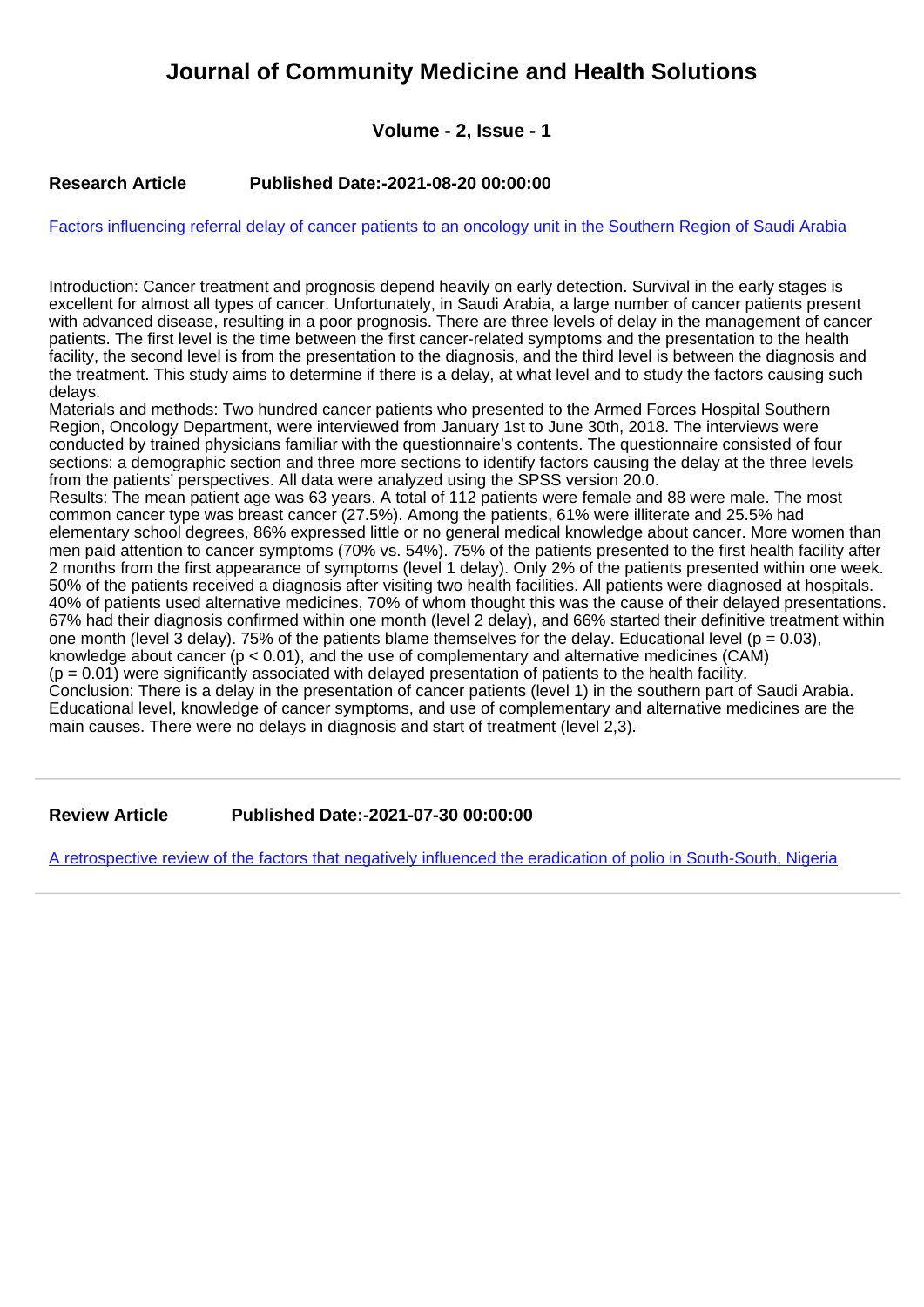# Journal of Community Medicine and Health Solutions

**Volume - 2, Issue - 1**

**Research Article** **Published Date:-2021-08-20 00:00:00**

Factors influencing referral delay of cancer patients to an oncology unit in the Southern Region of Saudi Arabia

Introduction: Cancer treatment and prognosis depend heavily on early detection. Survival in the early stages is excellent for almost all types of cancer. Unfortunately, in Saudi Arabia, a large number of cancer patients present with advanced disease, resulting in a poor prognosis. There are three levels of delay in the management of cancer patients. The first level is the time between the first cancer-related symptoms and the presentation to the health facility, the second level is from the presentation to the diagnosis, and the third level is between the diagnosis and the treatment. This study aims to determine if there is a delay, at what level and to study the factors causing such delays.

Materials and methods: Two hundred cancer patients who presented to the Armed Forces Hospital Southern Region, Oncology Department, were interviewed from January 1st to June 30th, 2018. The interviews were conducted by trained physicians familiar with the questionnaire's contents. The questionnaire consisted of four sections: a demographic section and three more sections to identify factors causing the delay at the three levels from the patients' perspectives. All data were analyzed using the SPSS version 20.0.

Results: The mean patient age was 63 years. A total of 112 patients were female and 88 were male. The most common cancer type was breast cancer (27.5%). Among the patients, 61% were illiterate and 25.5% had elementary school degrees, 86% expressed little or no general medical knowledge about cancer. More women than men paid attention to cancer symptoms (70% vs. 54%). 75% of the patients presented to the first health facility after 2 months from the first appearance of symptoms (level 1 delay). Only 2% of the patients presented within one week. 50% of the patients received a diagnosis after visiting two health facilities. All patients were diagnosed at hospitals. 40% of patients used alternative medicines, 70% of whom thought this was the cause of their delayed presentations. 67% had their diagnosis confirmed within one month (level 2 delay), and 66% started their definitive treatment within one month (level 3 delay). 75% of the patients blame themselves for the delay. Educational level ($p = 0.03$), knowledge about cancer ($p < 0.01$), and the use of complementary and alternative medicines (CAM) ($p = 0.01$) were significantly associated with delayed presentation of patients to the health facility.

Conclusion: There is a delay in the presentation of cancer patients (level 1) in the southern part of Saudi Arabia. Educational level, knowledge of cancer symptoms, and use of complementary and alternative medicines are the main causes. There were no delays in diagnosis and start of treatment (level 2,3).

---

**Review Article** **Published Date:-2021-07-30 00:00:00**

A retrospective review of the factors that negatively influenced the eradication of polio in South-South, Nigeria

---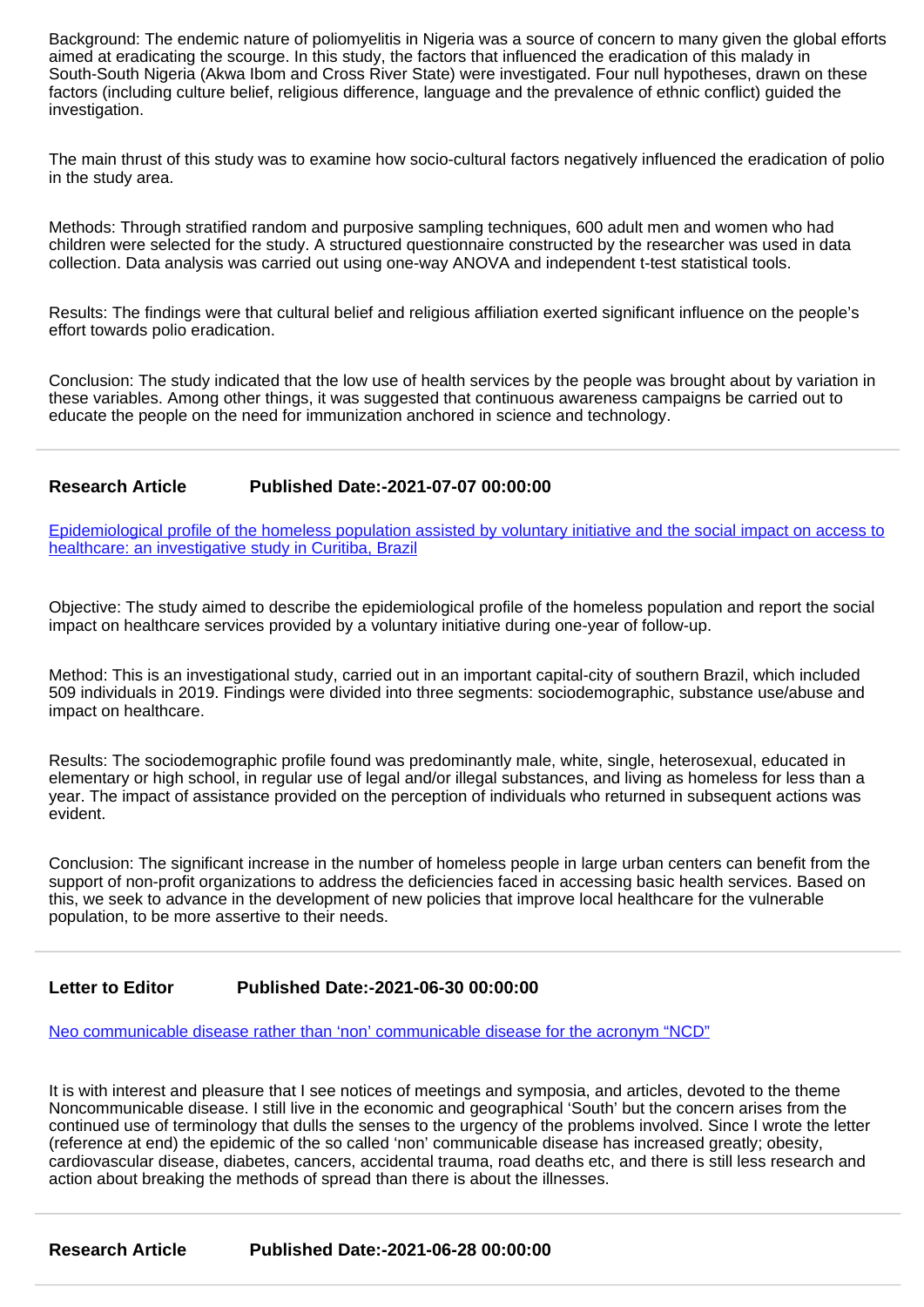Background: The endemic nature of poliomyelitis in Nigeria was a source of concern to many given the global efforts aimed at eradicating the scourge. In this study, the factors that influenced the eradication of this malady in South-South Nigeria (Akwa Ibom and Cross River State) were investigated. Four null hypotheses, drawn on these factors (including culture belief, religious difference, language and the prevalence of ethnic conflict) guided the investigation.

The main thrust of this study was to examine how socio-cultural factors negatively influenced the eradication of polio in the study area.

Methods: Through stratified random and purposive sampling techniques, 600 adult men and women who had children were selected for the study. A structured questionnaire constructed by the researcher was used in data collection. Data analysis was carried out using one-way ANOVA and independent t-test statistical tools.

Results: The findings were that cultural belief and religious affiliation exerted significant influence on the people's effort towards polio eradication.

Conclusion: The study indicated that the low use of health services by the people was brought about by variation in these variables. Among other things, it was suggested that continuous awareness campaigns be carried out to educate the people on the need for immunization anchored in science and technology.

---

**Research Article** **Published Date:-2021-07-07 00:00:00**

[Epidemiological profile of the homeless population assisted by voluntary initiative and the social impact on access to healthcare: an investigative study in Curitiba, Brazil]()

Objective: The study aimed to describe the epidemiological profile of the homeless population and report the social impact on healthcare services provided by a voluntary initiative during one-year of follow-up.

Method: This is an investigational study, carried out in an important capital-city of southern Brazil, which included 509 individuals in 2019. Findings were divided into three segments: sociodemographic, substance use/abuse and impact on healthcare.

Results: The sociodemographic profile found was predominantly male, white, single, heterosexual, educated in elementary or high school, in regular use of legal and/or illegal substances, and living as homeless for less than a year. The impact of assistance provided on the perception of individuals who returned in subsequent actions was evident.

Conclusion: The significant increase in the number of homeless people in large urban centers can benefit from the support of non-profit organizations to address the deficiencies faced in accessing basic health services. Based on this, we seek to advance in the development of new policies that improve local healthcare for the vulnerable population, to be more assertive to their needs.

---

**Letter to Editor** **Published Date:-2021-06-30 00:00:00**

[Neo communicable disease rather than 'non' communicable disease for the acronym "NCD"]()

It is with interest and pleasure that I see notices of meetings and symposia, and articles, devoted to the theme Noncommunicable disease. I still live in the economic and geographical 'South' but the concern arises from the continued use of terminology that dulls the senses to the urgency of the problems involved. Since I wrote the letter (reference at end) the epidemic of the so called 'non' communicable disease has increased greatly; obesity, cardiovascular disease, diabetes, cancers, accidental trauma, road deaths etc, and there is still less research and action about breaking the methods of spread than there is about the illnesses.

---

**Research Article** **Published Date:-2021-06-28 00:00:00**

---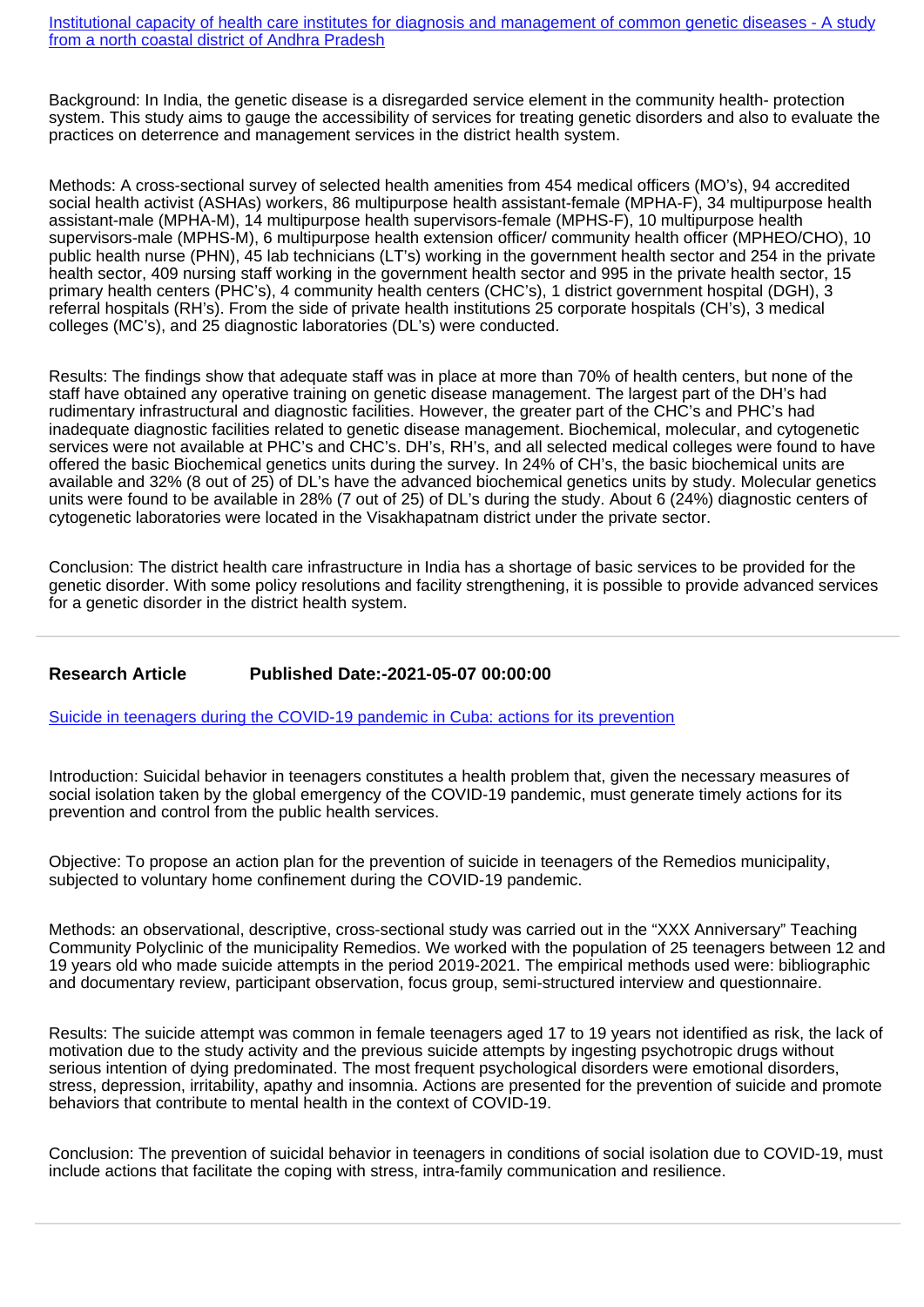[Institutional capacity of health care institutes for diagnosis and management of common genetic diseases - A study from a north coastal district of Andhra Pradesh]

Background: In India, the genetic disease is a disregarded service element in the community health- protection system. This study aims to gauge the accessibility of services for treating genetic disorders and also to evaluate the practices on deterrence and management services in the district health system.

Methods: A cross-sectional survey of selected health amenities from 454 medical officers (MO's), 94 accredited social health activist (ASHAs) workers, 86 multipurpose health assistant-female (MPHA-F), 34 multipurpose health assistant-male (MPHA-M), 14 multipurpose health supervisors-female (MPHS-F), 10 multipurpose health supervisors-male (MPHS-M), 6 multipurpose health extension officer/ community health officer (MPHEO/CHO), 10 public health nurse (PHN), 45 lab technicians (LT's) working in the government health sector and 254 in the private health sector, 409 nursing staff working in the government health sector and 995 in the private health sector, 15 primary health centers (PHC's), 4 community health centers (CHC's), 1 district government hospital (DGH), 3 referral hospitals (RH's). From the side of private health institutions 25 corporate hospitals (CH's), 3 medical colleges (MC's), and 25 diagnostic laboratories (DL's) were conducted.

Results: The findings show that adequate staff was in place at more than 70% of health centers, but none of the staff have obtained any operative training on genetic disease management. The largest part of the DH's had rudimentary infrastructural and diagnostic facilities. However, the greater part of the CHC's and PHC's had inadequate diagnostic facilities related to genetic disease management. Biochemical, molecular, and cytogenetic services were not available at PHC's and CHC's. DH's, RH's, and all selected medical colleges were found to have offered the basic Biochemical genetics units during the survey. In 24% of CH's, the basic biochemical units are available and 32% (8 out of 25) of DL's have the advanced biochemical genetics units by study. Molecular genetics units were found to be available in 28% (7 out of 25) of DL's during the study. About 6 (24%) diagnostic centers of cytogenetic laboratories were located in the Visakhapatnam district under the private sector.

Conclusion: The district health care infrastructure in India has a shortage of basic services to be provided for the genetic disorder. With some policy resolutions and facility strengthening, it is possible to provide advanced services for a genetic disorder in the district health system.

---

**Research Article** **Published Date:-2021-05-07 00:00:00**

[Suicide in teenagers during the COVID-19 pandemic in Cuba: actions for its prevention]

Introduction: Suicidal behavior in teenagers constitutes a health problem that, given the necessary measures of social isolation taken by the global emergency of the COVID-19 pandemic, must generate timely actions for its prevention and control from the public health services.

Objective: To propose an action plan for the prevention of suicide in teenagers of the Remedios municipality, subjected to voluntary home confinement during the COVID-19 pandemic.

Methods: an observational, descriptive, cross-sectional study was carried out in the "XXX Anniversary" Teaching Community Polyclinic of the municipality Remedios. We worked with the population of 25 teenagers between 12 and 19 years old who made suicide attempts in the period 2019-2021. The empirical methods used were: bibliographic and documentary review, participant observation, focus group, semi-structured interview and questionnaire.

Results: The suicide attempt was common in female teenagers aged 17 to 19 years not identified as risk, the lack of motivation due to the study activity and the previous suicide attempts by ingesting psychotropic drugs without serious intention of dying predominated. The most frequent psychological disorders were emotional disorders, stress, depression, irritability, apathy and insomnia. Actions are presented for the prevention of suicide and promote behaviors that contribute to mental health in the context of COVID-19.

Conclusion: The prevention of suicidal behavior in teenagers in conditions of social isolation due to COVID-19, must include actions that facilitate the coping with stress, intra-family communication and resilience.

---